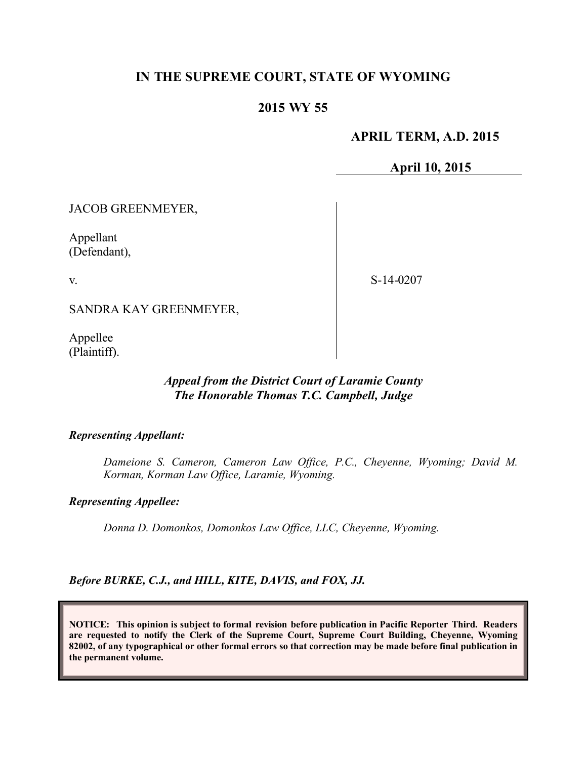# IN THE SUPREME COURT, STATE OF WYOMING

## 2015 WY 55

**APRIL TERM, A.D. 2015**

**April 10, 2015**

JACOB GREENMEYER,

Appellant
(Defendant),

v.

SANDRA KAY GREENMEYER,

Appellee
(Plaintiff).

S-14-0207

***Appeal from the District Court of Laramie County***
***The Honorable Thomas T.C. Campbell, Judge***

***Representing Appellant:***

*Dameione S. Cameron, Cameron Law Office, P.C., Cheyenne, Wyoming; David M. Korman, Korman Law Office, Laramie, Wyoming.*

***Representing Appellee:***

*Donna D. Domonkos, Domonkos Law Office, LLC, Cheyenne, Wyoming.*

***Before BURKE, C.J., and HILL, KITE, DAVIS, and FOX, JJ.***

**NOTICE: This opinion is subject to formal revision before publication in Pacific Reporter Third. Readers are requested to notify the Clerk of the Supreme Court, Supreme Court Building, Cheyenne, Wyoming 82002, of any typographical or other formal errors so that correction may be made before final publication in the permanent volume.**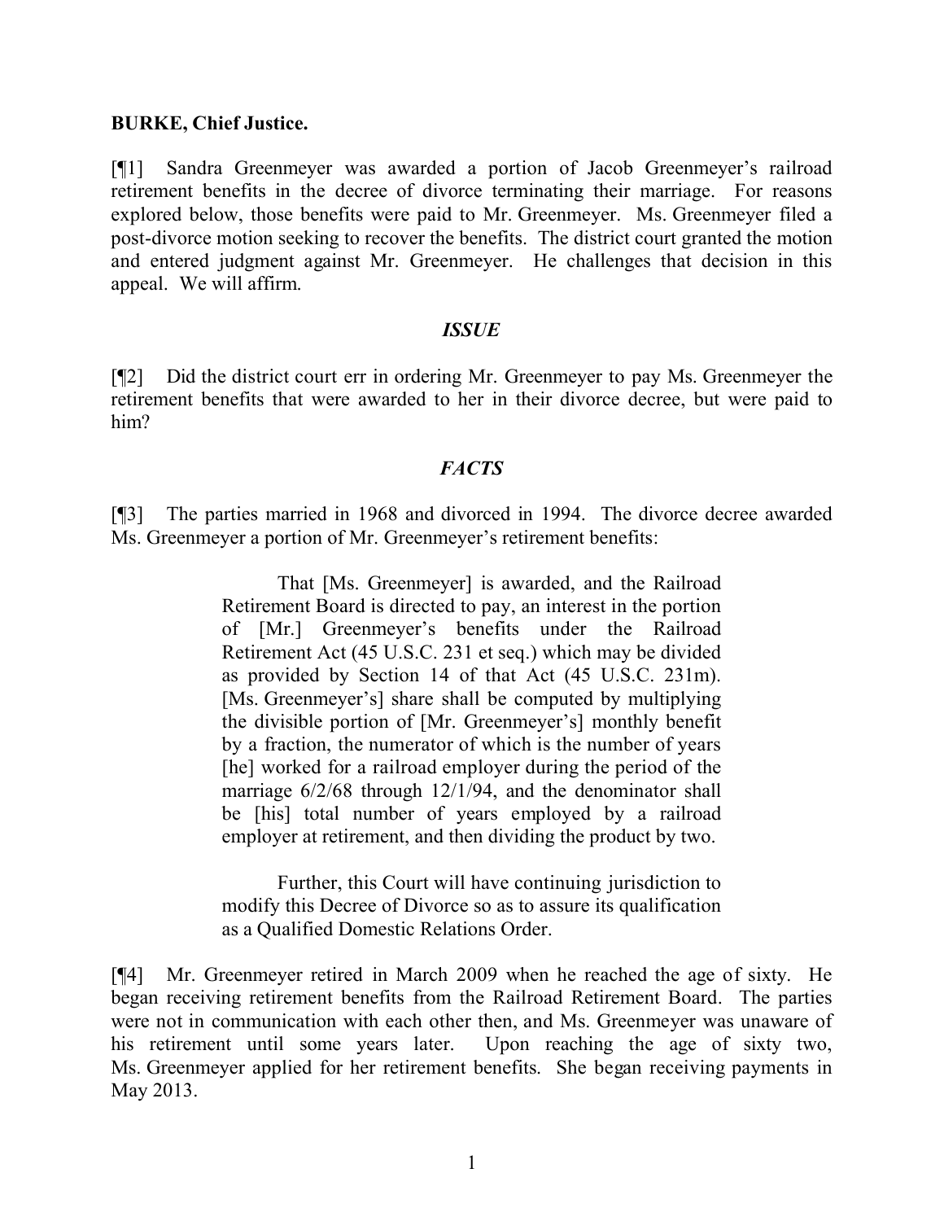**BURKE, Chief Justice.**

[¶1] Sandra Greenmeyer was awarded a portion of Jacob Greenmeyer's railroad retirement benefits in the decree of divorce terminating their marriage. For reasons explored below, those benefits were paid to Mr. Greenmeyer. Ms. Greenmeyer filed a post-divorce motion seeking to recover the benefits. The district court granted the motion and entered judgment against Mr. Greenmeyer. He challenges that decision in this appeal. We will affirm.

## *ISSUE*

[¶2] Did the district court err in ordering Mr. Greenmeyer to pay Ms. Greenmeyer the retirement benefits that were awarded to her in their divorce decree, but were paid to him?

## *FACTS*

[¶3] The parties married in 1968 and divorced in 1994. The divorce decree awarded Ms. Greenmeyer a portion of Mr. Greenmeyer's retirement benefits:

> That [Ms. Greenmeyer] is awarded, and the Railroad Retirement Board is directed to pay, an interest in the portion of [Mr.] Greenmeyer's benefits under the Railroad Retirement Act (45 U.S.C. 231 et seq.) which may be divided as provided by Section 14 of that Act (45 U.S.C. 231m). [Ms. Greenmeyer's] share shall be computed by multiplying the divisible portion of [Mr. Greenmeyer's] monthly benefit by a fraction, the numerator of which is the number of years [he] worked for a railroad employer during the period of the marriage 6/2/68 through 12/1/94, and the denominator shall be [his] total number of years employed by a railroad employer at retirement, and then dividing the product by two.
>
> Further, this Court will have continuing jurisdiction to modify this Decree of Divorce so as to assure its qualification as a Qualified Domestic Relations Order.

[¶4] Mr. Greenmeyer retired in March 2009 when he reached the age of sixty. He began receiving retirement benefits from the Railroad Retirement Board. The parties were not in communication with each other then, and Ms. Greenmeyer was unaware of his retirement until some years later. Upon reaching the age of sixty two, Ms. Greenmeyer applied for her retirement benefits. She began receiving payments in May 2013.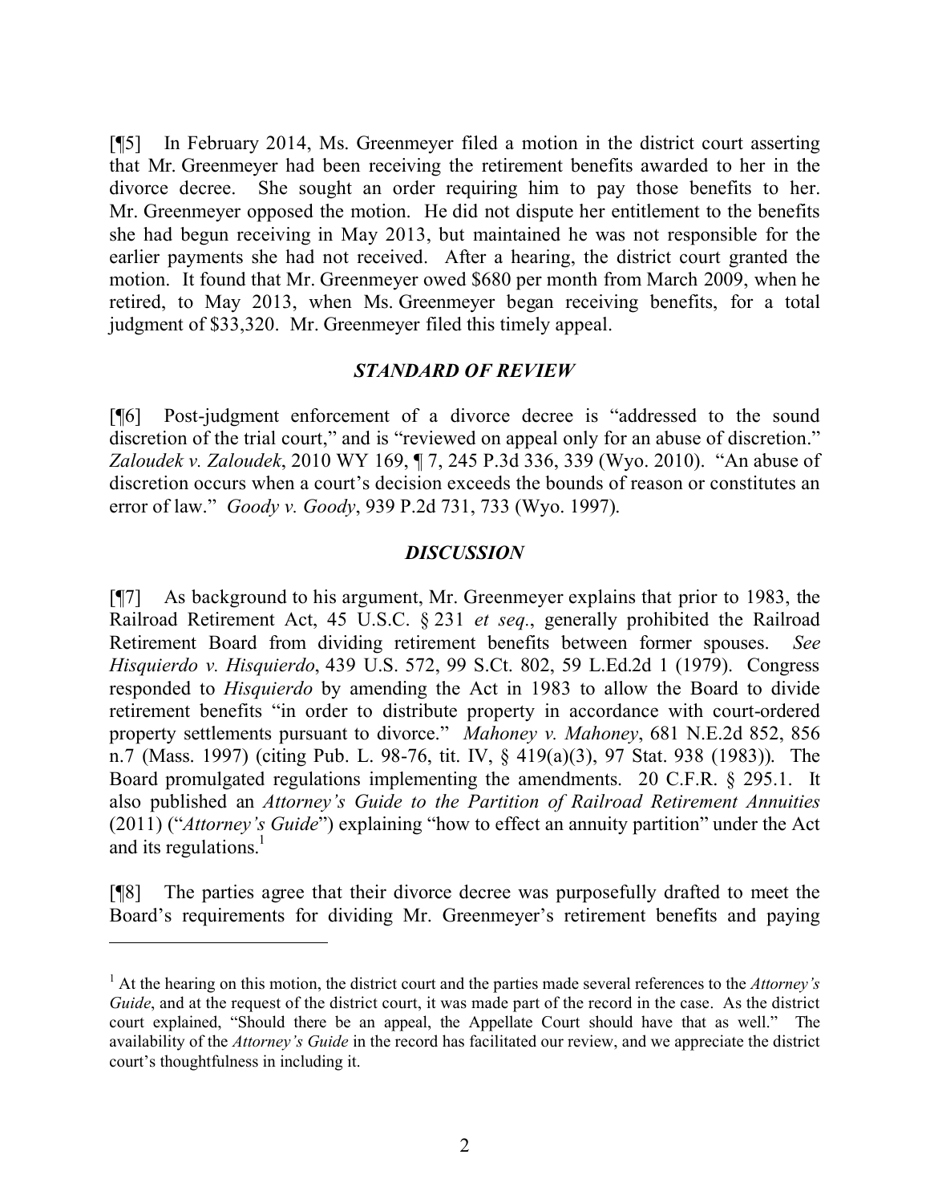[¶5] In February 2014, Ms. Greenmeyer filed a motion in the district court asserting that Mr. Greenmeyer had been receiving the retirement benefits awarded to her in the divorce decree. She sought an order requiring him to pay those benefits to her. Mr. Greenmeyer opposed the motion. He did not dispute her entitlement to the benefits she had begun receiving in May 2013, but maintained he was not responsible for the earlier payments she had not received. After a hearing, the district court granted the motion. It found that Mr. Greenmeyer owed $680 per month from March 2009, when he retired, to May 2013, when Ms. Greenmeyer began receiving benefits, for a total judgment of $33,320. Mr. Greenmeyer filed this timely appeal.

## *STANDARD OF REVIEW*

[¶6] Post-judgment enforcement of a divorce decree is "addressed to the sound discretion of the trial court," and is "reviewed on appeal only for an abuse of discretion." *Zaloudek v. Zaloudek*, 2010 WY 169, ¶ 7, 245 P.3d 336, 339 (Wyo. 2010). "An abuse of discretion occurs when a court's decision exceeds the bounds of reason or constitutes an error of law." *Goody v. Goody*, 939 P.2d 731, 733 (Wyo. 1997).

## *DISCUSSION*

[¶7] As background to his argument, Mr. Greenmeyer explains that prior to 1983, the Railroad Retirement Act, 45 U.S.C. § 231 *et seq.*, generally prohibited the Railroad Retirement Board from dividing retirement benefits between former spouses. *See Hisquierdo v. Hisquierdo*, 439 U.S. 572, 99 S.Ct. 802, 59 L.Ed.2d 1 (1979). Congress responded to *Hisquierdo* by amending the Act in 1983 to allow the Board to divide retirement benefits "in order to distribute property in accordance with court-ordered property settlements pursuant to divorce." *Mahoney v. Mahoney*, 681 N.E.2d 852, 856 n.7 (Mass. 1997) (citing Pub. L. 98-76, tit. IV, § 419(a)(3), 97 Stat. 938 (1983)). The Board promulgated regulations implementing the amendments. 20 C.F.R. § 295.1. It also published an *Attorney's Guide to the Partition of Railroad Retirement Annuities* (2011) ("*Attorney's Guide*") explaining "how to effect an annuity partition" under the Act and its regulations.[1]

[¶8] The parties agree that their divorce decree was purposefully drafted to meet the Board's requirements for dividing Mr. Greenmeyer's retirement benefits and paying

---

[1] At the hearing on this motion, the district court and the parties made several references to the *Attorney's Guide*, and at the request of the district court, it was made part of the record in the case. As the district court explained, "Should there be an appeal, the Appellate Court should have that as well." The availability of the *Attorney's Guide* in the record has facilitated our review, and we appreciate the district court's thoughtfulness in including it.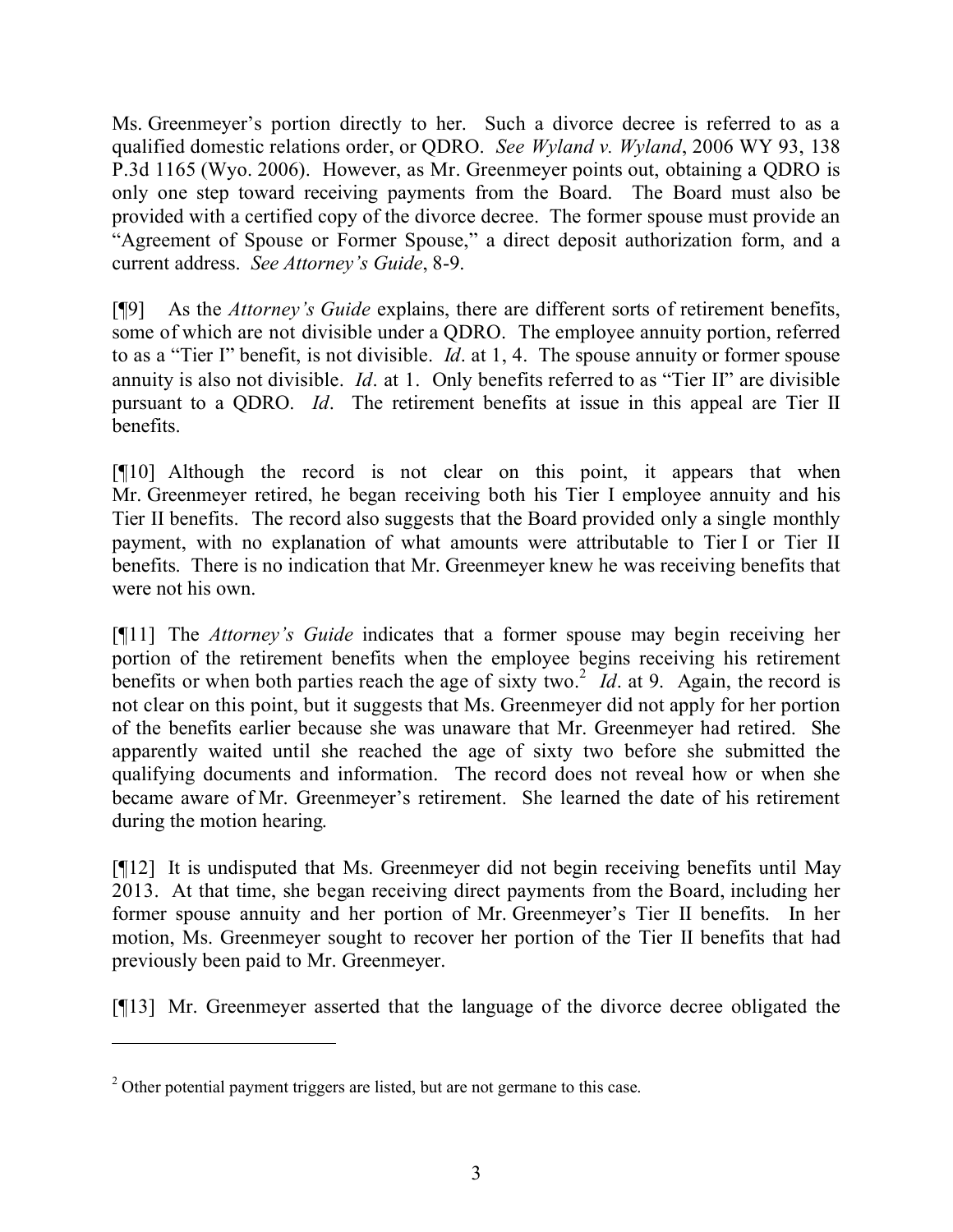Ms. Greenmeyer's portion directly to her. Such a divorce decree is referred to as a qualified domestic relations order, or QDRO. *See Wyland v. Wyland*, 2006 WY 93, 138 P.3d 1165 (Wyo. 2006). However, as Mr. Greenmeyer points out, obtaining a QDRO is only one step toward receiving payments from the Board. The Board must also be provided with a certified copy of the divorce decree. The former spouse must provide an "Agreement of Spouse or Former Spouse," a direct deposit authorization form, and a current address. *See Attorney's Guide*, 8-9.

[¶9] As the *Attorney's Guide* explains, there are different sorts of retirement benefits, some of which are not divisible under a QDRO. The employee annuity portion, referred to as a "Tier I" benefit, is not divisible. *Id*. at 1, 4. The spouse annuity or former spouse annuity is also not divisible. *Id*. at 1. Only benefits referred to as "Tier II" are divisible pursuant to a QDRO. *Id*. The retirement benefits at issue in this appeal are Tier II benefits.

[¶10] Although the record is not clear on this point, it appears that when Mr. Greenmeyer retired, he began receiving both his Tier I employee annuity and his Tier II benefits. The record also suggests that the Board provided only a single monthly payment, with no explanation of what amounts were attributable to Tier I or Tier II benefits. There is no indication that Mr. Greenmeyer knew he was receiving benefits that were not his own.

[¶11] The *Attorney's Guide* indicates that a former spouse may begin receiving her portion of the retirement benefits when the employee begins receiving his retirement benefits or when both parties reach the age of sixty two.[2] *Id*. at 9. Again, the record is not clear on this point, but it suggests that Ms. Greenmeyer did not apply for her portion of the benefits earlier because she was unaware that Mr. Greenmeyer had retired. She apparently waited until she reached the age of sixty two before she submitted the qualifying documents and information. The record does not reveal how or when she became aware of Mr. Greenmeyer's retirement. She learned the date of his retirement during the motion hearing.

[¶12] It is undisputed that Ms. Greenmeyer did not begin receiving benefits until May 2013. At that time, she began receiving direct payments from the Board, including her former spouse annuity and her portion of Mr. Greenmeyer's Tier II benefits. In her motion, Ms. Greenmeyer sought to recover her portion of the Tier II benefits that had previously been paid to Mr. Greenmeyer.

[¶13] Mr. Greenmeyer asserted that the language of the divorce decree obligated the

---

[2] Other potential payment triggers are listed, but are not germane to this case.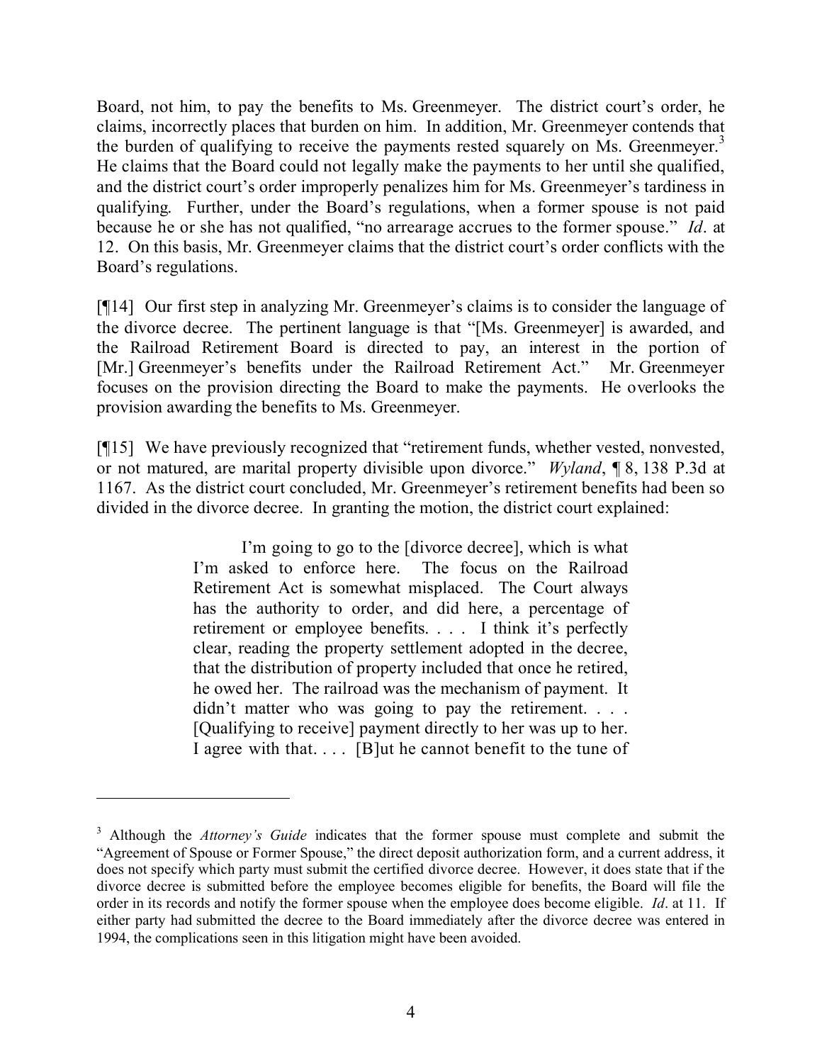Board, not him, to pay the benefits to Ms. Greenmeyer. The district court's order, he claims, incorrectly places that burden on him. In addition, Mr. Greenmeyer contends that the burden of qualifying to receive the payments rested squarely on Ms. Greenmeyer.[3] He claims that the Board could not legally make the payments to her until she qualified, and the district court's order improperly penalizes him for Ms. Greenmeyer's tardiness in qualifying. Further, under the Board's regulations, when a former spouse is not paid because he or she has not qualified, "no arrearage accrues to the former spouse." *Id*. at 12. On this basis, Mr. Greenmeyer claims that the district court's order conflicts with the Board's regulations.

[¶14] Our first step in analyzing Mr. Greenmeyer's claims is to consider the language of the divorce decree. The pertinent language is that "[Ms. Greenmeyer] is awarded, and the Railroad Retirement Board is directed to pay, an interest in the portion of [Mr.] Greenmeyer's benefits under the Railroad Retirement Act." Mr. Greenmeyer focuses on the provision directing the Board to make the payments. He overlooks the provision awarding the benefits to Ms. Greenmeyer.

[¶15] We have previously recognized that "retirement funds, whether vested, nonvested, or not matured, are marital property divisible upon divorce." *Wyland*, ¶ 8, 138 P.3d at 1167. As the district court concluded, Mr. Greenmeyer's retirement benefits had been so divided in the divorce decree. In granting the motion, the district court explained:

> I'm going to go to the [divorce decree], which is what I'm asked to enforce here. The focus on the Railroad Retirement Act is somewhat misplaced. The Court always has the authority to order, and did here, a percentage of retirement or employee benefits. . . . I think it's perfectly clear, reading the property settlement adopted in the decree, that the distribution of property included that once he retired, he owed her. The railroad was the mechanism of payment. It didn't matter who was going to pay the retirement. . . . [Qualifying to receive] payment directly to her was up to her. I agree with that. . . . [B]ut he cannot benefit to the tune of

---

[3] Although the *Attorney's Guide* indicates that the former spouse must complete and submit the "Agreement of Spouse or Former Spouse," the direct deposit authorization form, and a current address, it does not specify which party must submit the certified divorce decree. However, it does state that if the divorce decree is submitted before the employee becomes eligible for benefits, the Board will file the order in its records and notify the former spouse when the employee does become eligible. *Id*. at 11. If either party had submitted the decree to the Board immediately after the divorce decree was entered in 1994, the complications seen in this litigation might have been avoided.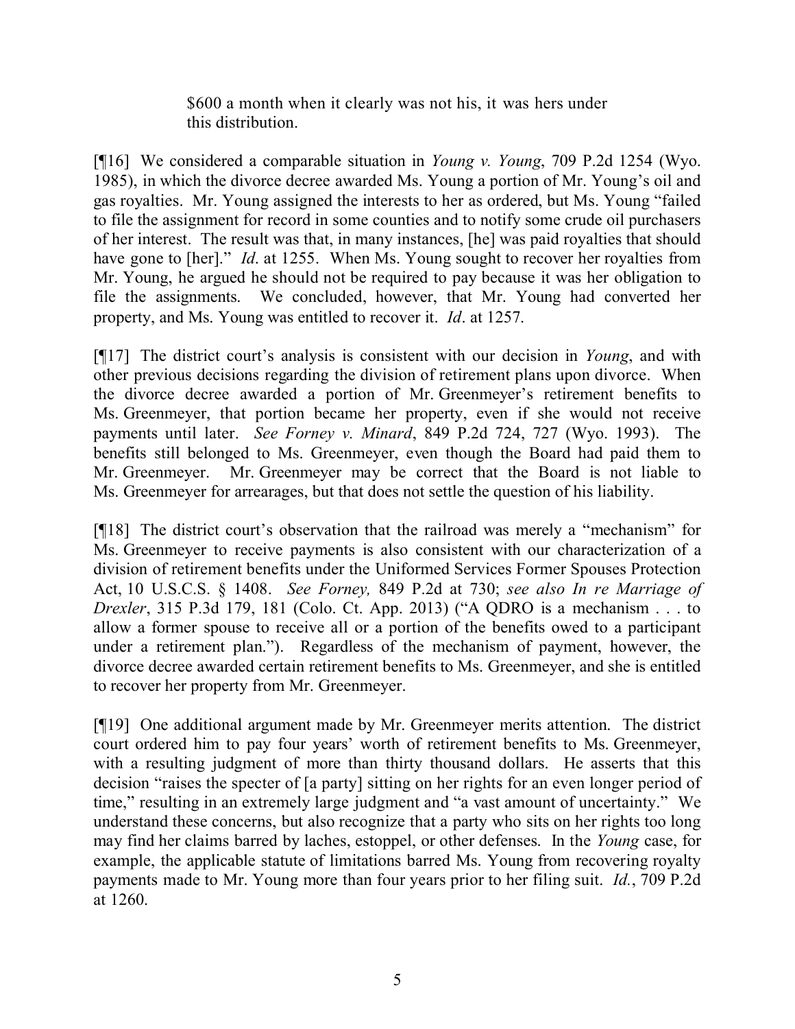> $600 a month when it clearly was not his, it was hers under this distribution.

[¶16] We considered a comparable situation in *Young v. Young*, 709 P.2d 1254 (Wyo. 1985), in which the divorce decree awarded Ms. Young a portion of Mr. Young's oil and gas royalties. Mr. Young assigned the interests to her as ordered, but Ms. Young "failed to file the assignment for record in some counties and to notify some crude oil purchasers of her interest. The result was that, in many instances, [he] was paid royalties that should have gone to [her]." *Id*. at 1255. When Ms. Young sought to recover her royalties from Mr. Young, he argued he should not be required to pay because it was her obligation to file the assignments. We concluded, however, that Mr. Young had converted her property, and Ms. Young was entitled to recover it. *Id*. at 1257.

[¶17] The district court's analysis is consistent with our decision in *Young*, and with other previous decisions regarding the division of retirement plans upon divorce. When the divorce decree awarded a portion of Mr. Greenmeyer's retirement benefits to Ms. Greenmeyer, that portion became her property, even if she would not receive payments until later. *See Forney v. Minard*, 849 P.2d 724, 727 (Wyo. 1993). The benefits still belonged to Ms. Greenmeyer, even though the Board had paid them to Mr. Greenmeyer. Mr. Greenmeyer may be correct that the Board is not liable to Ms. Greenmeyer for arrearages, but that does not settle the question of his liability.

[¶18] The district court's observation that the railroad was merely a "mechanism" for Ms. Greenmeyer to receive payments is also consistent with our characterization of a division of retirement benefits under the Uniformed Services Former Spouses Protection Act, 10 U.S.C.S. § 1408. *See Forney,* 849 P.2d at 730; *see also In re Marriage of Drexler*, 315 P.3d 179, 181 (Colo. Ct. App. 2013) ("A QDRO is a mechanism . . . to allow a former spouse to receive all or a portion of the benefits owed to a participant under a retirement plan."). Regardless of the mechanism of payment, however, the divorce decree awarded certain retirement benefits to Ms. Greenmeyer, and she is entitled to recover her property from Mr. Greenmeyer.

[¶19] One additional argument made by Mr. Greenmeyer merits attention. The district court ordered him to pay four years' worth of retirement benefits to Ms. Greenmeyer, with a resulting judgment of more than thirty thousand dollars. He asserts that this decision "raises the specter of [a party] sitting on her rights for an even longer period of time," resulting in an extremely large judgment and "a vast amount of uncertainty." We understand these concerns, but also recognize that a party who sits on her rights too long may find her claims barred by laches, estoppel, or other defenses. In the *Young* case, for example, the applicable statute of limitations barred Ms. Young from recovering royalty payments made to Mr. Young more than four years prior to her filing suit. *Id.*, 709 P.2d at 1260.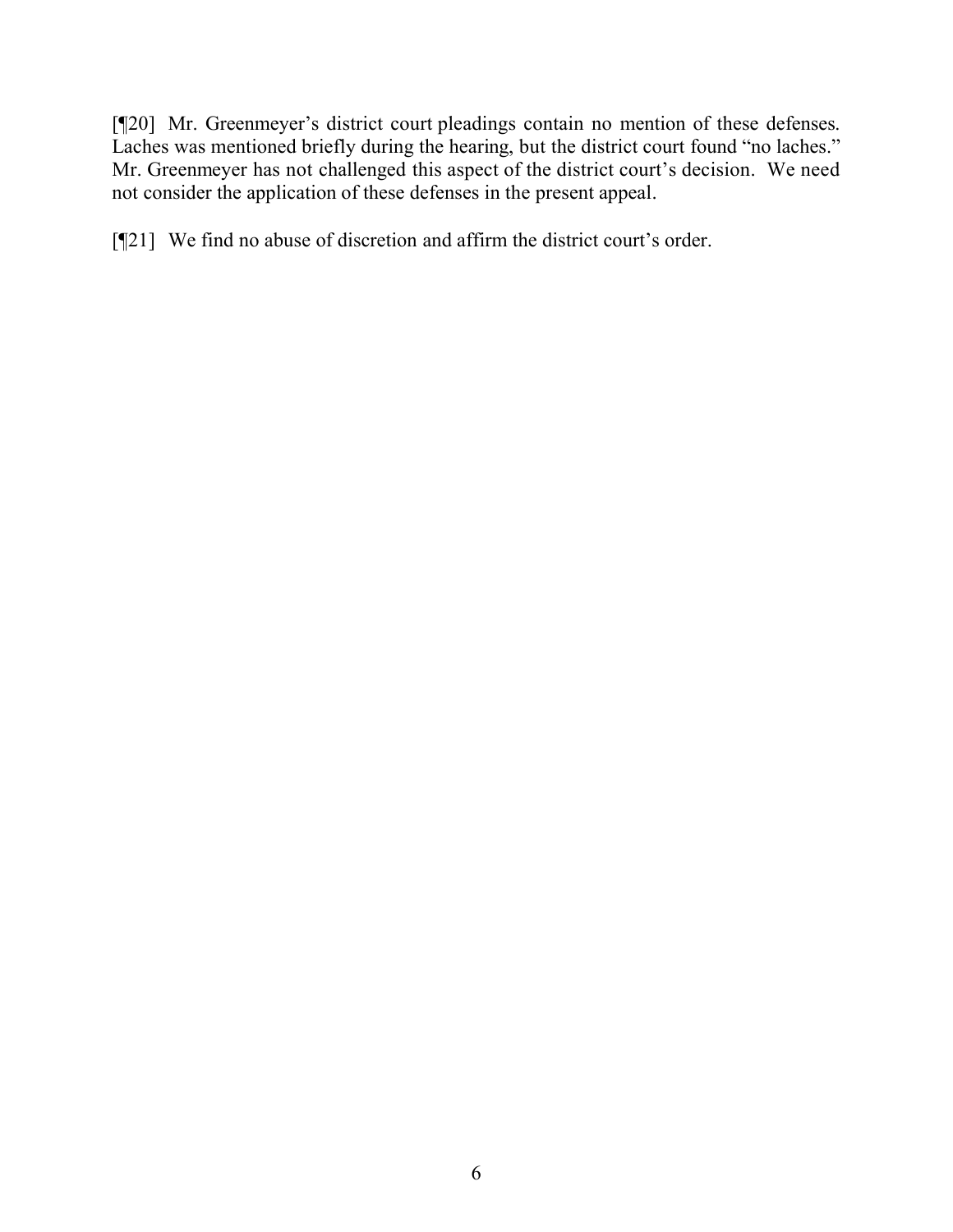[¶20] Mr. Greenmeyer's district court pleadings contain no mention of these defenses. Laches was mentioned briefly during the hearing, but the district court found "no laches." Mr. Greenmeyer has not challenged this aspect of the district court's decision. We need not consider the application of these defenses in the present appeal.

[¶21] We find no abuse of discretion and affirm the district court's order.